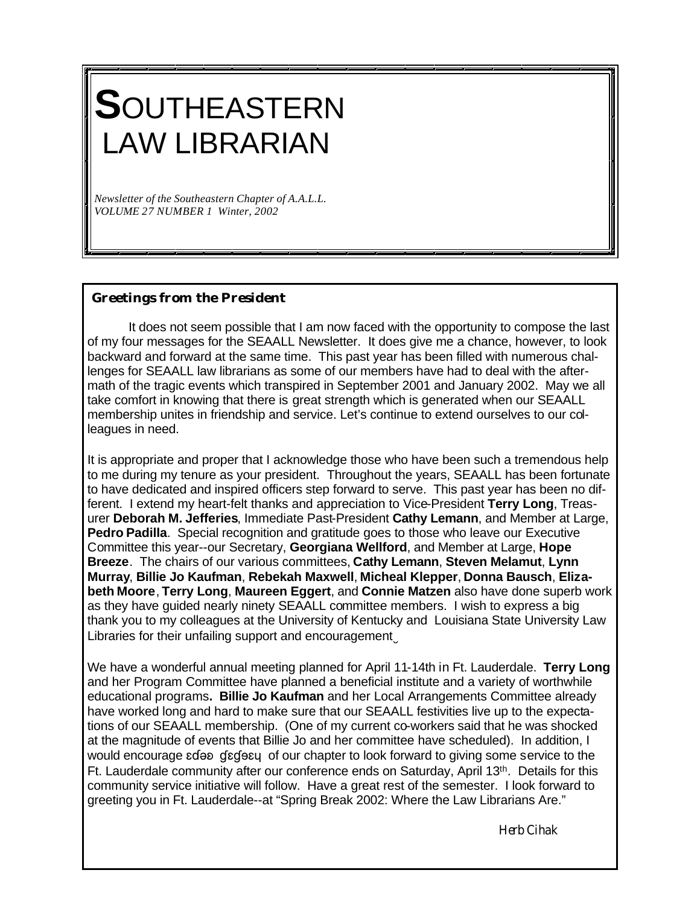# SOUTHEASTERN LAW LIBRARIAN

*Newsletter of the Southeastern Chapter of A.A.L.L.*
*VOLUME 27 NUMBER 1 Winter, 2002*

## Greetings from the President

It does not seem possible that I am now faced with the opportunity to compose the last of my four messages for the SEAALL Newsletter. It does give me a chance, however, to look backward and forward at the same time. This past year has been filled with numerous challenges for SEAALL law librarians as some of our members have had to deal with the aftermath of the tragic events which transpired in September 2001 and January 2002. May we all take comfort in knowing that there is great strength which is generated when our SEAALL membership unites in friendship and service. Let's continue to extend ourselves to our colleagues in need.

It is appropriate and proper that I acknowledge those who have been such a tremendous help to me during my tenure as your president. Throughout the years, SEAALL has been fortunate to have dedicated and inspired officers step forward to serve. This past year has been no different. I extend my heart-felt thanks and appreciation to Vice-President **Terry Long**, Treasurer **Deborah M. Jefferies**, Immediate Past-President **Cathy Lemann**, and Member at Large, **Pedro Padilla**. Special recognition and gratitude goes to those who leave our Executive Committee this year--our Secretary, **Georgiana Wellford**, and Member at Large, **Hope Breeze**. The chairs of our various committees, **Cathy Lemann**, **Steven Melamut**, **Lynn Murray**, **Billie Jo Kaufman**, **Rebekah Maxwell**, **Micheal Klepper**, **Donna Bausch**, **Elizabeth Moore**, **Terry Long**, **Maureen Eggert**, and **Connie Matzen** also have done superb work as they have guided nearly ninety SEAALL committee members. I wish to express a big thank you to my colleagues at the University of Kentucky and Louisiana State University Law Libraries for their unfailing support and encouragement.

We have a wonderful annual meeting planned for April 11-14th in Ft. Lauderdale. **Terry Long** and her Program Committee have planned a beneficial institute and a variety of worthwhile educational programs**. Billie Jo Kaufman** and her Local Arrangements Committee already have worked long and hard to make sure that our SEAALL festivities live up to the expectations of our SEAALL membership. (One of my current co-workers said that he was shocked at the magnitude of events that Billie Jo and her committee have scheduled). In addition, I would encourage ɛɗəɘ ɠɛɠɘɛɥ of our chapter to look forward to giving some service to the Ft. Lauderdale community after our conference ends on Saturday, April 13th. Details for this community service initiative will follow. Have a great rest of the semester. I look forward to greeting you in Ft. Lauderdale--at "Spring Break 2002: Where the Law Librarians Are."

Herb Cihak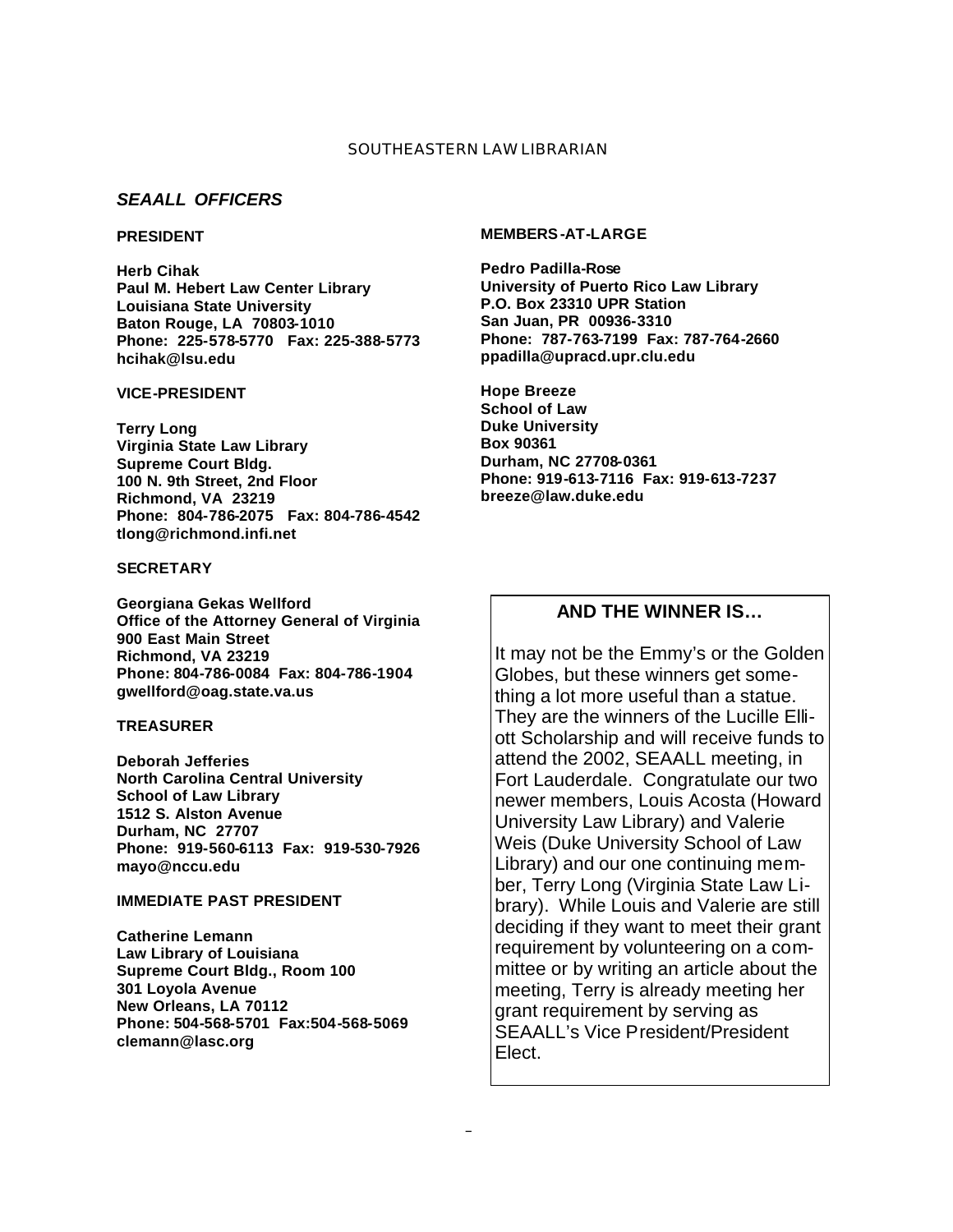## *SEAALL OFFICERS*

**PRESIDENT**

**Herb Cihak**
**Paul M. Hebert Law Center Library**
**Louisiana State University**
**Baton Rouge, LA 70803-1010**
**Phone: 225-578-5770 Fax: 225-388-5773**
**hcihak@lsu.edu**

**VICE-PRESIDENT**

**Terry Long**
**Virginia State Law Library**
**Supreme Court Bldg.**
**100 N. 9th Street, 2nd Floor**
**Richmond, VA 23219**
**Phone: 804-786-2075 Fax: 804-786-4542**
**tlong@richmond.infi.net**

**SECRETARY**

**Georgiana Gekas Wellford**
**Office of the Attorney General of Virginia**
**900 East Main Street**
**Richmond, VA 23219**
**Phone: 804-786-0084 Fax: 804-786-1904**
**gwellford@oag.state.va.us**

**TREASURER**

**Deborah Jefferies**
**North Carolina Central University**
**School of Law Library**
**1512 S. Alston Avenue**
**Durham, NC 27707**
**Phone: 919-560-6113 Fax: 919-530-7926**
**mayo@nccu.edu**

**IMMEDIATE PAST PRESIDENT**

**Catherine Lemann**
**Law Library of Louisiana**
**Supreme Court Bldg., Room 100**
**301 Loyola Avenue**
**New Orleans, LA 70112**
**Phone: 504-568-5701 Fax:504-568-5069**
**clemann@lasc.org**

**MEMBERS-AT-LARGE**

**Pedro Padilla-Rose**
**University of Puerto Rico Law Library**
**P.O. Box 23310 UPR Station**
**San Juan, PR 00936-3310**
**Phone: 787-763-7199 Fax: 787-764-2660**
**ppadilla@upracd.upr.clu.edu**

**Hope Breeze**
**School of Law**
**Duke University**
**Box 90361**
**Durham, NC 27708-0361**
**Phone: 919-613-7116 Fax: 919-613-7237**
**breeze@law.duke.edu**

### AND THE WINNER IS…

It may not be the Emmy's or the Golden Globes, but these winners get something a lot more useful than a statue. They are the winners of the Lucille Elliott Scholarship and will receive funds to attend the 2002, SEAALL meeting, in Fort Lauderdale. Congratulate our two newer members, Louis Acosta (Howard University Law Library) and Valerie Weis (Duke University School of Law Library) and our one continuing member, Terry Long (Virginia State Law Library). While Louis and Valerie are still deciding if they want to meet their grant requirement by volunteering on a committee or by writing an article about the meeting, Terry is already meeting her grant requirement by serving as SEAALL's Vice President/President Elect.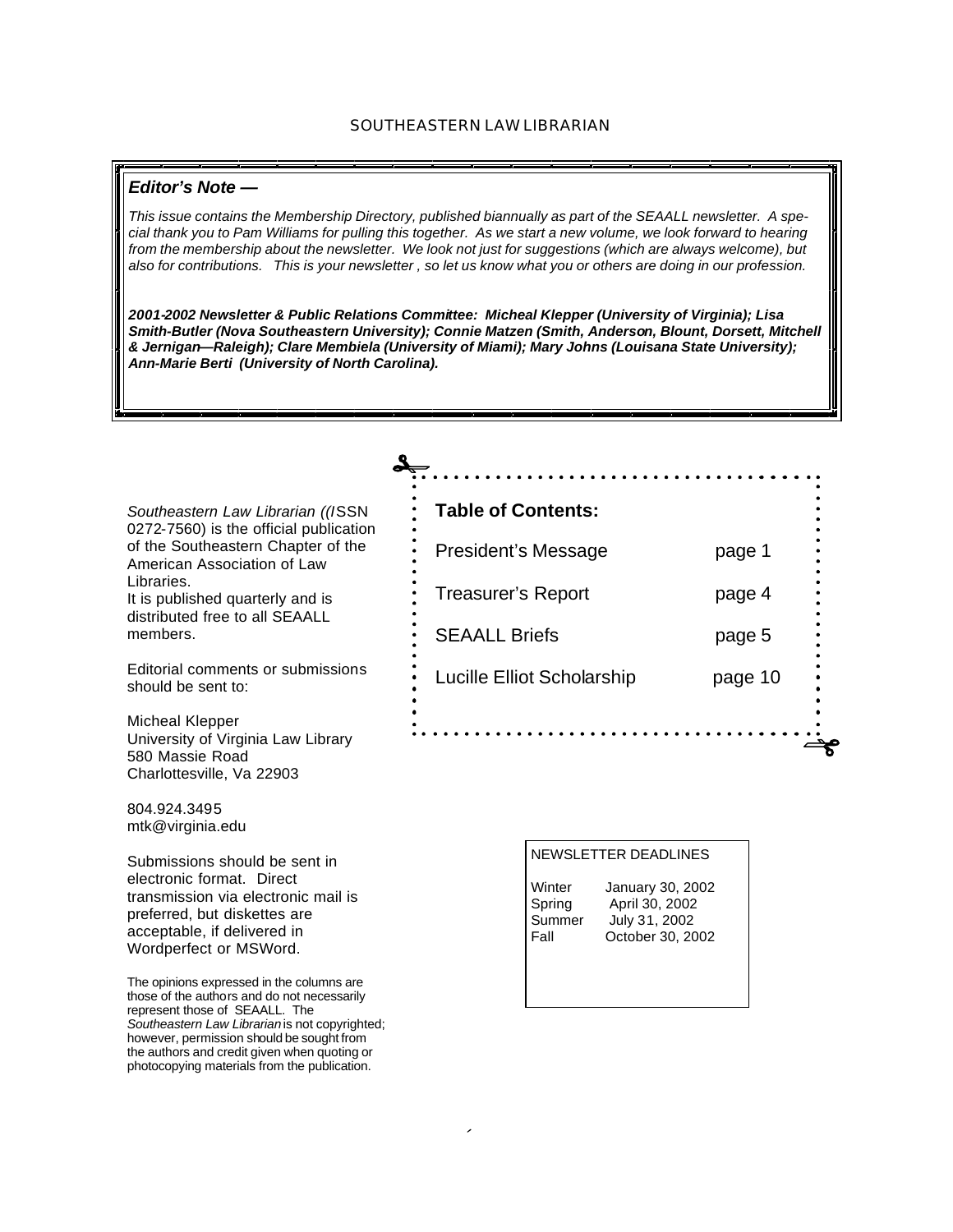### *Editor's Note —*

*This issue contains the Membership Directory, published biannually as part of the SEAALL newsletter. A special thank you to Pam Williams for pulling this together. As we start a new volume, we look forward to hearing from the membership about the newsletter. We look not just for suggestions (which are always welcome), but also for contributions. This is your newsletter , so let us know what you or others are doing in our profession.*

***2001-2002 Newsletter & Public Relations Committee: Micheal Klepper (University of Virginia); Lisa Smith-Butler (Nova Southeastern University); Connie Matzen (Smith, Anderson, Blount, Dorsett, Mitchell & Jernigan—Raleigh); Clare Membiela (University of Miami); Mary Johns (Louisana State University); Ann-Marie Berti (University of North Carolina).***

*Southeastern Law Librarian ((I*SSN 0272-7560) is the official publication of the Southeastern Chapter of the American Association of Law Libraries.
It is published quarterly and is distributed free to all SEAALL members.

Editorial comments or submissions should be sent to:

Micheal Klepper
University of Virginia Law Library
580 Massie Road
Charlottesville, Va 22903

804.924.3495
mtk@virginia.edu

Submissions should be sent in electronic format. Direct transmission via electronic mail is preferred, but diskettes are acceptable, if delivered in Wordperfect or MSWord.

The opinions expressed in the columns are those of the authors and do not necessarily represent those of SEAALL. The *Southeastern Law Librarian* is not copyrighted; however, permission should be sought from the authors and credit given when quoting or photocopying materials from the publication.

**Table of Contents:**

| | |
|---|---|
| President's Message | page 1 |
| Treasurer's Report | page 4 |
| SEAALL Briefs | page 5 |
| Lucille Elliot Scholarship | page 10 |

NEWSLETTER DEADLINES

| | |
|---|---|
| Winter | January 30, 2002 |
| Spring | April 30, 2002 |
| Summer | July 31, 2002 |
| Fall | October 30, 2002 |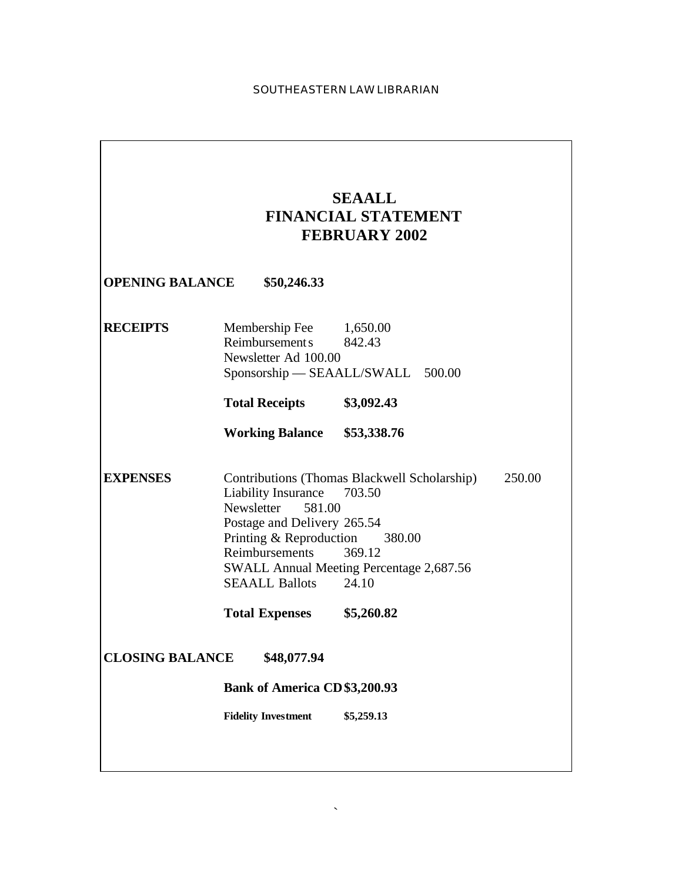# SEAALL
# FINANCIAL STATEMENT
# FEBRUARY 2002

**OPENING BALANCE** **$50,246.33**

**RECEIPTS**

| | |
|---|---|
| Membership Fee | 1,650.00 |
| Reimbursements | 842.43 |
| Newsletter Ad | 100.00 |
| Sponsorship — SEAALL/SWALL | 500.00 |
| **Total Receipts** | **$3,092.43** |
| **Working Balance** | **$53,338.76** |

**EXPENSES**

| | |
|---|---|
| Contributions (Thomas Blackwell Scholarship) | 250.00 |
| Liability Insurance | 703.50 |
| Newsletter | 581.00 |
| Postage and Delivery | 265.54 |
| Printing & Reproduction | 380.00 |
| Reimbursements | 369.12 |
| SWALL Annual Meeting Percentage | 2,687.56 |
| SEAALL Ballots | 24.10 |
| **Total Expenses** | **$5,260.82** |

**CLOSING BALANCE** **$48,077.94**

| | |
|---|---|
| **Bank of America CD** | **$3,200.93** |
| **Fidelity Investment** | **$5,259.13** |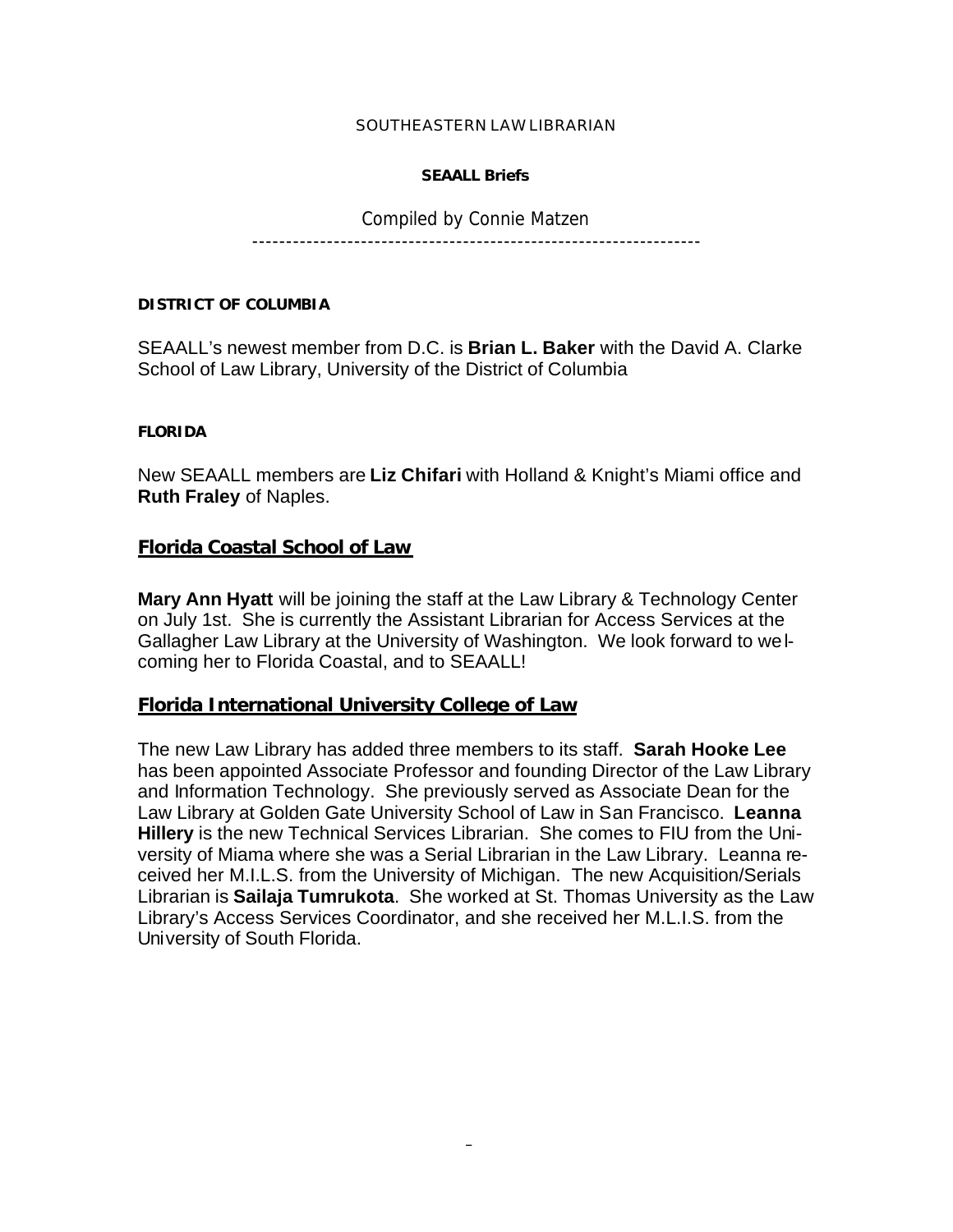SOUTHEASTERN LAW LIBRARIAN

**SEAALL Briefs**

Compiled by Connie Matzen

---

**DISTRICT OF COLUMBIA**

SEAALL's newest member from D.C. is **Brian L. Baker** with the David A. Clarke School of Law Library, University of the District of Columbia

**FLORIDA**

New SEAALL members are **Liz Chifari** with Holland & Knight's Miami office and **Ruth Fraley** of Naples.

## Florida Coastal School of Law

**Mary Ann Hyatt** will be joining the staff at the Law Library & Technology Center on July 1st. She is currently the Assistant Librarian for Access Services at the Gallagher Law Library at the University of Washington. We look forward to welcoming her to Florida Coastal, and to SEAALL!

## Florida International University College of Law

The new Law Library has added three members to its staff. **Sarah Hooke Lee** has been appointed Associate Professor and founding Director of the Law Library and Information Technology. She previously served as Associate Dean for the Law Library at Golden Gate University School of Law in San Francisco. **Leanna Hillery** is the new Technical Services Librarian. She comes to FIU from the University of Miama where she was a Serial Librarian in the Law Library. Leanna received her M.I.L.S. from the University of Michigan. The new Acquisition/Serials Librarian is **Sailaja Tumrukota**. She worked at St. Thomas University as the Law Library's Access Services Coordinator, and she received her M.L.I.S. from the University of South Florida.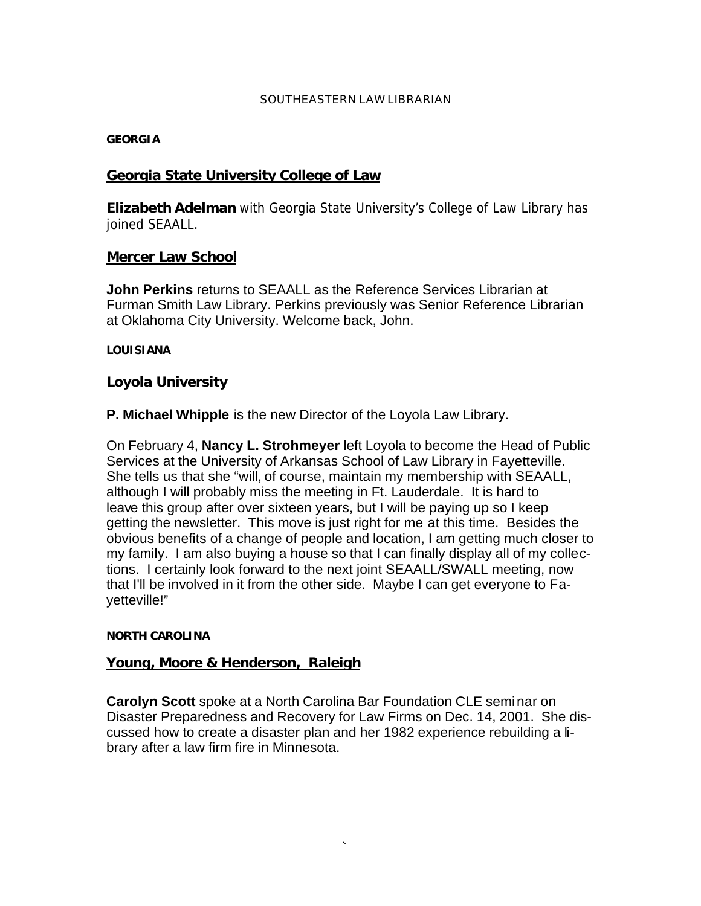## GEORGIA

### Georgia State University College of Law

**Elizabeth Adelman** with Georgia State University's College of Law Library has joined SEAALL.

### Mercer Law School

**John Perkins** returns to SEAALL as the Reference Services Librarian at Furman Smith Law Library. Perkins previously was Senior Reference Librarian at Oklahoma City University. Welcome back, John.

## LOUISIANA

### Loyola University

**P. Michael Whipple** is the new Director of the Loyola Law Library.

On February 4, **Nancy L. Strohmeyer** left Loyola to become the Head of Public Services at the University of Arkansas School of Law Library in Fayetteville. She tells us that she "will, of course, maintain my membership with SEAALL, although I will probably miss the meeting in Ft. Lauderdale. It is hard to leave this group after over sixteen years, but I will be paying up so I keep getting the newsletter. This move is just right for me at this time. Besides the obvious benefits of a change of people and location, I am getting much closer to my family. I am also buying a house so that I can finally display all of my collections. I certainly look forward to the next joint SEAALL/SWALL meeting, now that I'll be involved in it from the other side. Maybe I can get everyone to Fayetteville!"

## NORTH CAROLINA

### Young, Moore & Henderson, Raleigh

**Carolyn Scott** spoke at a North Carolina Bar Foundation CLE seminar on Disaster Preparedness and Recovery for Law Firms on Dec. 14, 2001. She discussed how to create a disaster plan and her 1982 experience rebuilding a library after a law firm fire in Minnesota.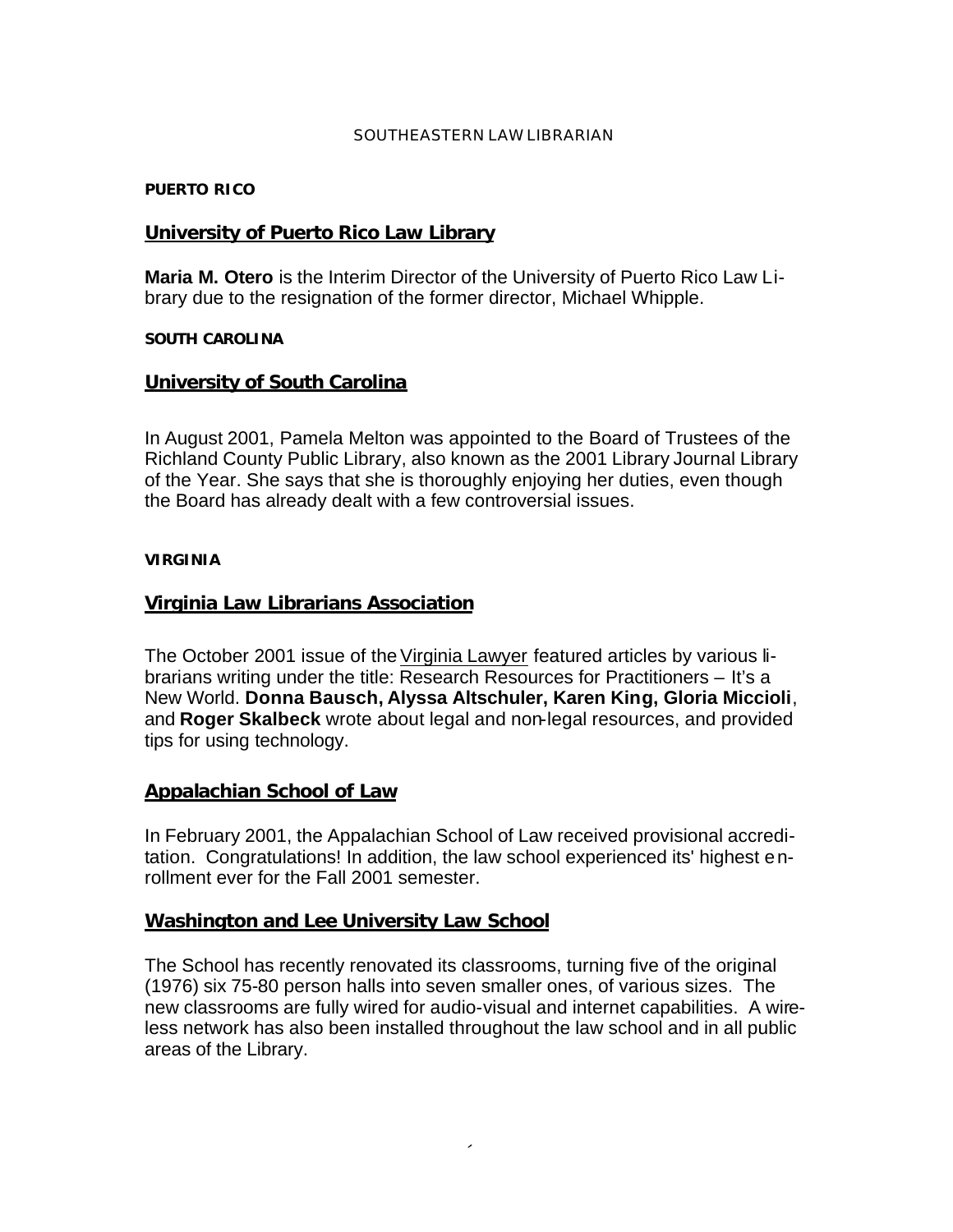**PUERTO RICO**

## University of Puerto Rico Law Library

**Maria M. Otero** is the Interim Director of the University of Puerto Rico Law Library due to the resignation of the former director, Michael Whipple.

**SOUTH CAROLINA**

## University of South Carolina

In August 2001, Pamela Melton was appointed to the Board of Trustees of the Richland County Public Library, also known as the 2001 Library Journal Library of the Year. She says that she is thoroughly enjoying her duties, even though the Board has already dealt with a few controversial issues.

**VIRGINIA**

## Virginia Law Librarians Association

The October 2001 issue of the Virginia Lawyer featured articles by various librarians writing under the title: Research Resources for Practitioners – It's a New World. **Donna Bausch, Alyssa Altschuler, Karen King, Gloria Miccioli**, and **Roger Skalbeck** wrote about legal and non-legal resources, and provided tips for using technology.

## Appalachian School of Law

In February 2001, the Appalachian School of Law received provisional accreditation. Congratulations! In addition, the law school experienced its' highest enrollment ever for the Fall 2001 semester.

## Washington and Lee University Law School

The School has recently renovated its classrooms, turning five of the original (1976) six 75-80 person halls into seven smaller ones, of various sizes. The new classrooms are fully wired for audio-visual and internet capabilities. A wireless network has also been installed throughout the law school and in all public areas of the Library.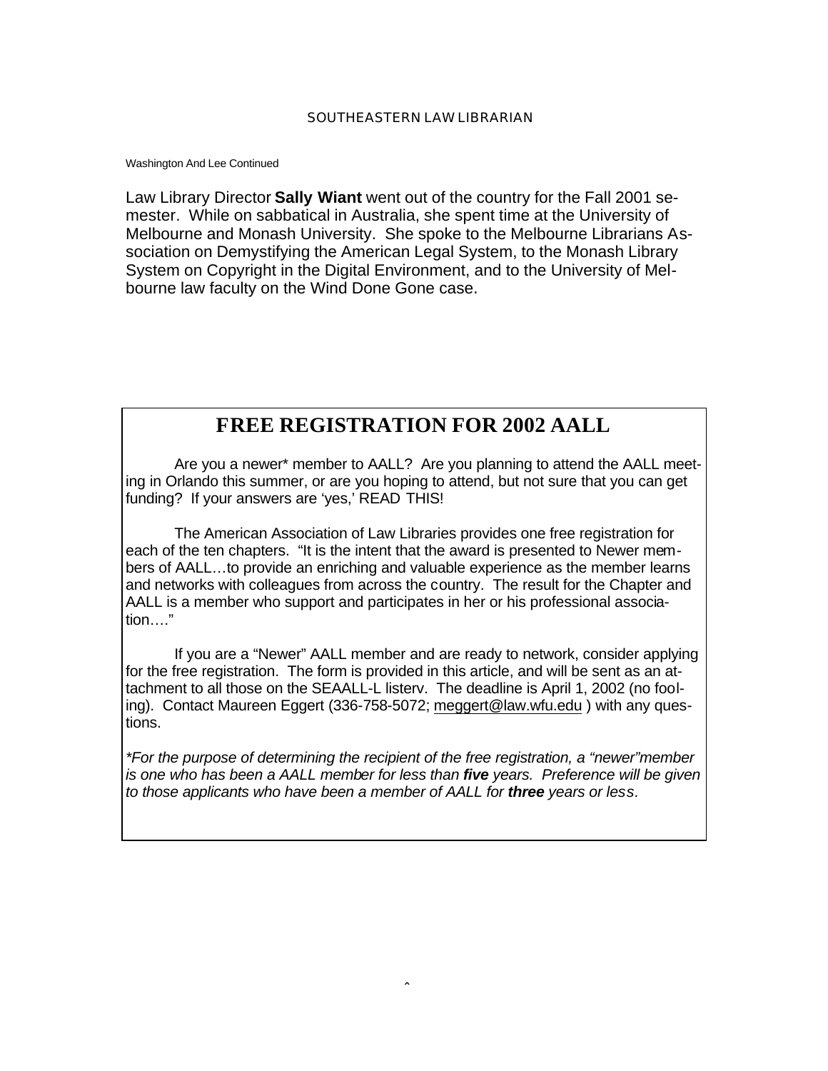Washington And Lee Continued

Law Library Director **Sally Wiant** went out of the country for the Fall 2001 semester. While on sabbatical in Australia, she spent time at the University of Melbourne and Monash University. She spoke to the Melbourne Librarians Association on Demystifying the American Legal System, to the Monash Library System on Copyright in the Digital Environment, and to the University of Melbourne law faculty on the Wind Done Gone case.

## FREE REGISTRATION FOR 2002 AALL

Are you a newer* member to AALL? Are you planning to attend the AALL meeting in Orlando this summer, or are you hoping to attend, but not sure that you can get funding? If your answers are 'yes,' READ THIS!

The American Association of Law Libraries provides one free registration for each of the ten chapters. "It is the intent that the award is presented to Newer members of AALL…to provide an enriching and valuable experience as the member learns and networks with colleagues from across the country. The result for the Chapter and AALL is a member who support and participates in her or his professional association…."

If you are a "Newer" AALL member and are ready to network, consider applying for the free registration. The form is provided in this article, and will be sent as an attachment to all those on the SEAALL-L listerv. The deadline is April 1, 2002 (no fooling). Contact Maureen Eggert (336-758-5072; meggert@law.wfu.edu ) with any questions.

*\*For the purpose of determining the recipient of the free registration, a "newer"member is one who has been a AALL member for less than **five** years. Preference will be given to those applicants who have been a member of AALL for **three** years or less.*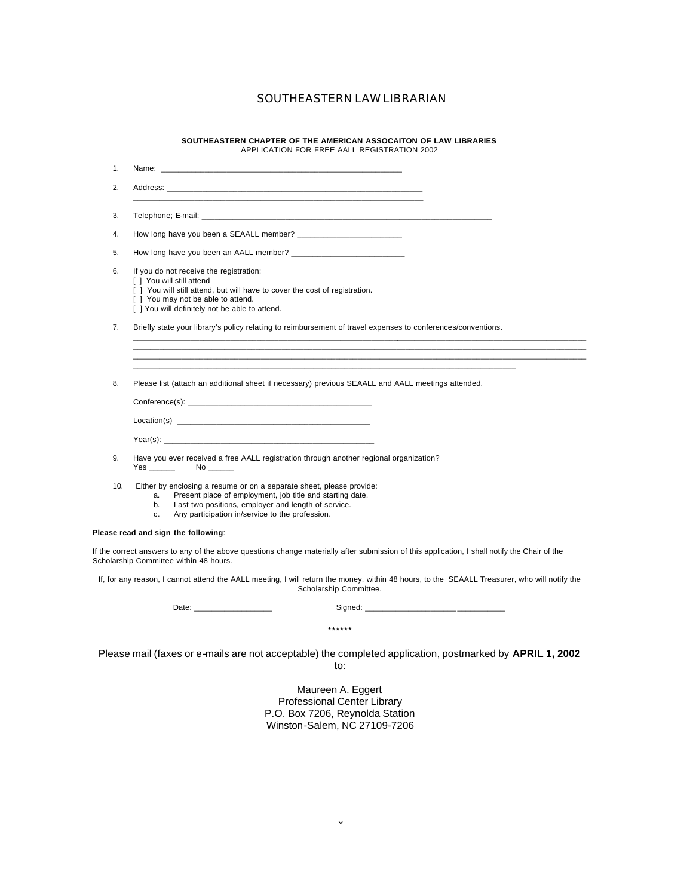SOUTHEASTERN CHAPTER OF THE AMERICAN ASSOCAITON OF LAW LIBRARIES

APPLICATION FOR FREE AALL REGISTRATION 2002

1. Name: ________________________________________________________

2. Address: ___________________________________________________________
   ____________________________________________________________________

3. Telephone; E-mail: ____________________________________________________________________

4. How long have you been a SEAALL member? ________________________

5. How long have you been an AALL member? __________________________

6. If you do not receive the registration:
   [ ] You will still attend
   [ ] You will still attend, but will have to cover the cost of registration.
   [ ] You may not be able to attend.
   [ ] You will definitely not be able to attend.

7. Briefly state your library's policy relating to reimbursement of travel expenses to conferences/conventions.
   ________________________________________________________________________________________________________
   ________________________________________________________________________________________________________
   ________________________________________________________________________________________________________
   ________________________________________________________________________________________

8. Please list (attach an additional sheet if necessary) previous SEAALL and AALL meetings attended.

   Conference(s): ___________________________________________

   Location(s) ____________________________________________

   Year(s): _________________________________________________

9. Have you ever received a free AALL registration through another regional organization?
   Yes ______ No ______

10. Either by enclosing a resume or on a separate sheet, please provide:
    a. Present place of employment, job title and starting date.
    b. Last two positions, employer and length of service.
    c. Any participation in/service to the profession.

**Please read and sign the following**:

If the correct answers to any of the above questions change materially after submission of this application, I shall notify the Chair of the Scholarship Committee within 48 hours.

If, for any reason, I cannot attend the AALL meeting, I will return the money, within 48 hours, to the SEAALL Treasurer, who will notify the Scholarship Committee.

Date: _________________ Signed: _________________________________

******

Please mail (faxes or e-mails are not acceptable) the completed application, postmarked by **APRIL 1, 2002** to:

Maureen A. Eggert
Professional Center Library
P.O. Box 7206, Reynolda Station
Winston-Salem, NC 27109-7206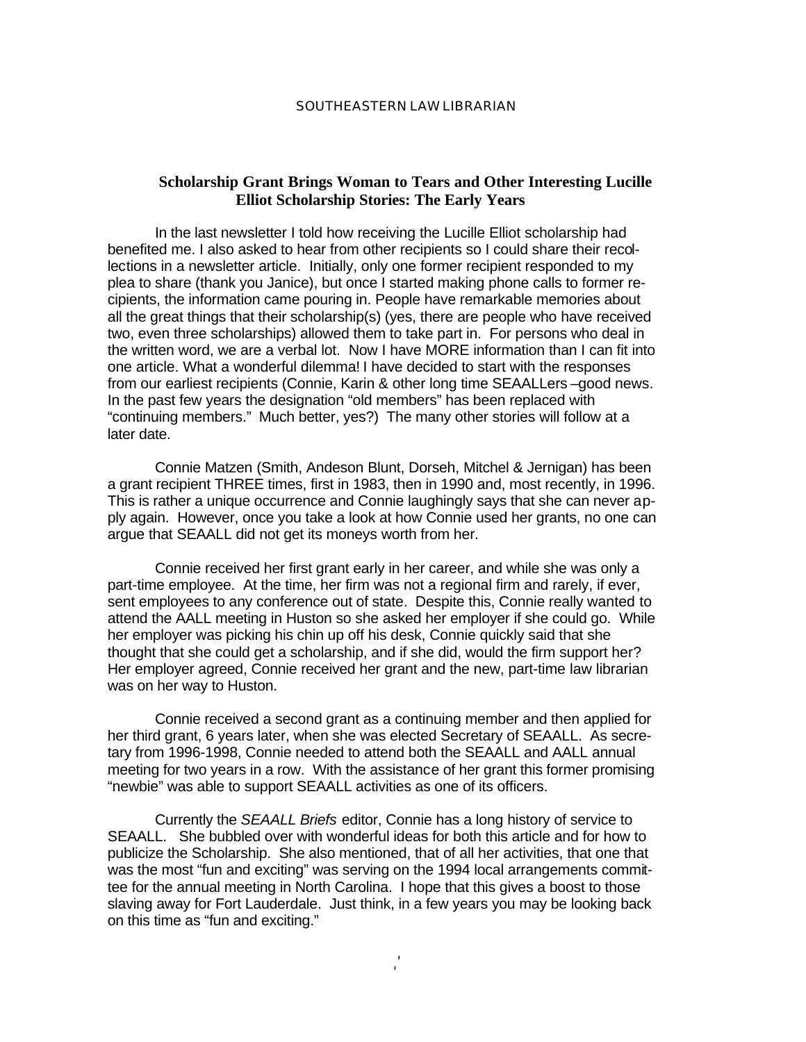## Scholarship Grant Brings Woman to Tears and Other Interesting Lucille Elliot Scholarship Stories: The Early Years

In the last newsletter I told how receiving the Lucille Elliot scholarship had benefited me. I also asked to hear from other recipients so I could share their recollections in a newsletter article. Initially, only one former recipient responded to my plea to share (thank you Janice), but once I started making phone calls to former recipients, the information came pouring in. People have remarkable memories about all the great things that their scholarship(s) (yes, there are people who have received two, even three scholarships) allowed them to take part in. For persons who deal in the written word, we are a verbal lot. Now I have MORE information than I can fit into one article. What a wonderful dilemma! I have decided to start with the responses from our earliest recipients (Connie, Karin & other long time SEAALLers –good news. In the past few years the designation "old members" has been replaced with "continuing members." Much better, yes?) The many other stories will follow at a later date.

Connie Matzen (Smith, Andeson Blunt, Dorseh, Mitchel & Jernigan) has been a grant recipient THREE times, first in 1983, then in 1990 and, most recently, in 1996. This is rather a unique occurrence and Connie laughingly says that she can never apply again. However, once you take a look at how Connie used her grants, no one can argue that SEAALL did not get its moneys worth from her.

Connie received her first grant early in her career, and while she was only a part-time employee. At the time, her firm was not a regional firm and rarely, if ever, sent employees to any conference out of state. Despite this, Connie really wanted to attend the AALL meeting in Huston so she asked her employer if she could go. While her employer was picking his chin up off his desk, Connie quickly said that she thought that she could get a scholarship, and if she did, would the firm support her? Her employer agreed, Connie received her grant and the new, part-time law librarian was on her way to Huston.

Connie received a second grant as a continuing member and then applied for her third grant, 6 years later, when she was elected Secretary of SEAALL. As secretary from 1996-1998, Connie needed to attend both the SEAALL and AALL annual meeting for two years in a row. With the assistance of her grant this former promising "newbie" was able to support SEAALL activities as one of its officers.

Currently the *SEAALL Briefs* editor, Connie has a long history of service to SEAALL. She bubbled over with wonderful ideas for both this article and for how to publicize the Scholarship. She also mentioned, that of all her activities, that one that was the most "fun and exciting" was serving on the 1994 local arrangements committee for the annual meeting in North Carolina. I hope that this gives a boost to those slaving away for Fort Lauderdale. Just think, in a few years you may be looking back on this time as "fun and exciting."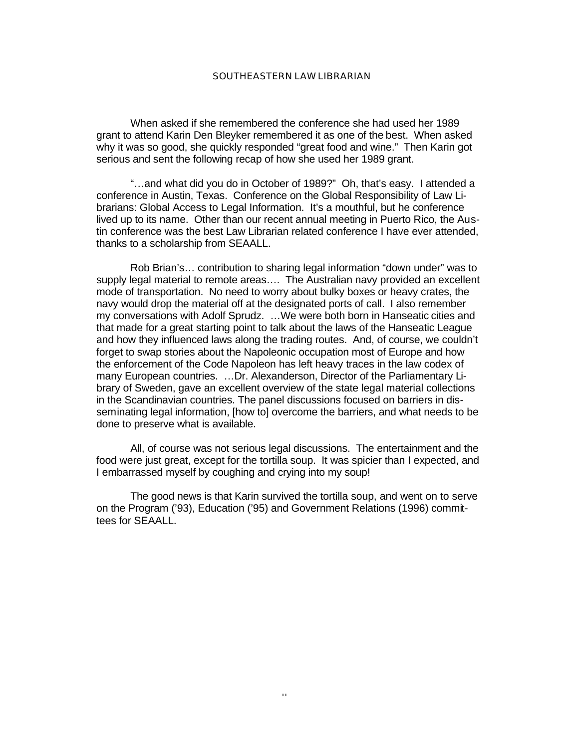When asked if she remembered the conference she had used her 1989 grant to attend Karin Den Bleyker remembered it as one of the best. When asked why it was so good, she quickly responded “great food and wine.” Then Karin got serious and sent the following recap of how she used her 1989 grant.

“…and what did you do in October of 1989?” Oh, that’s easy. I attended a conference in Austin, Texas. Conference on the Global Responsibility of Law Librarians: Global Access to Legal Information. It’s a mouthful, but he conference lived up to its name. Other than our recent annual meeting in Puerto Rico, the Austin conference was the best Law Librarian related conference I have ever attended, thanks to a scholarship from SEAALL.

Rob Brian’s… contribution to sharing legal information “down under” was to supply legal material to remote areas…. The Australian navy provided an excellent mode of transportation. No need to worry about bulky boxes or heavy crates, the navy would drop the material off at the designated ports of call. I also remember my conversations with Adolf Sprudz. …We were both born in Hanseatic cities and that made for a great starting point to talk about the laws of the Hanseatic League and how they influenced laws along the trading routes. And, of course, we couldn’t forget to swap stories about the Napoleonic occupation most of Europe and how the enforcement of the Code Napoleon has left heavy traces in the law codex of many European countries. …Dr. Alexanderson, Director of the Parliamentary Library of Sweden, gave an excellent overview of the state legal material collections in the Scandinavian countries. The panel discussions focused on barriers in disseminating legal information, [how to] overcome the barriers, and what needs to be done to preserve what is available.

All, of course was not serious legal discussions. The entertainment and the food were just great, except for the tortilla soup. It was spicier than I expected, and I embarrassed myself by coughing and crying into my soup!

The good news is that Karin survived the tortilla soup, and went on to serve on the Program (’93), Education (’95) and Government Relations (1996) committees for SEAALL.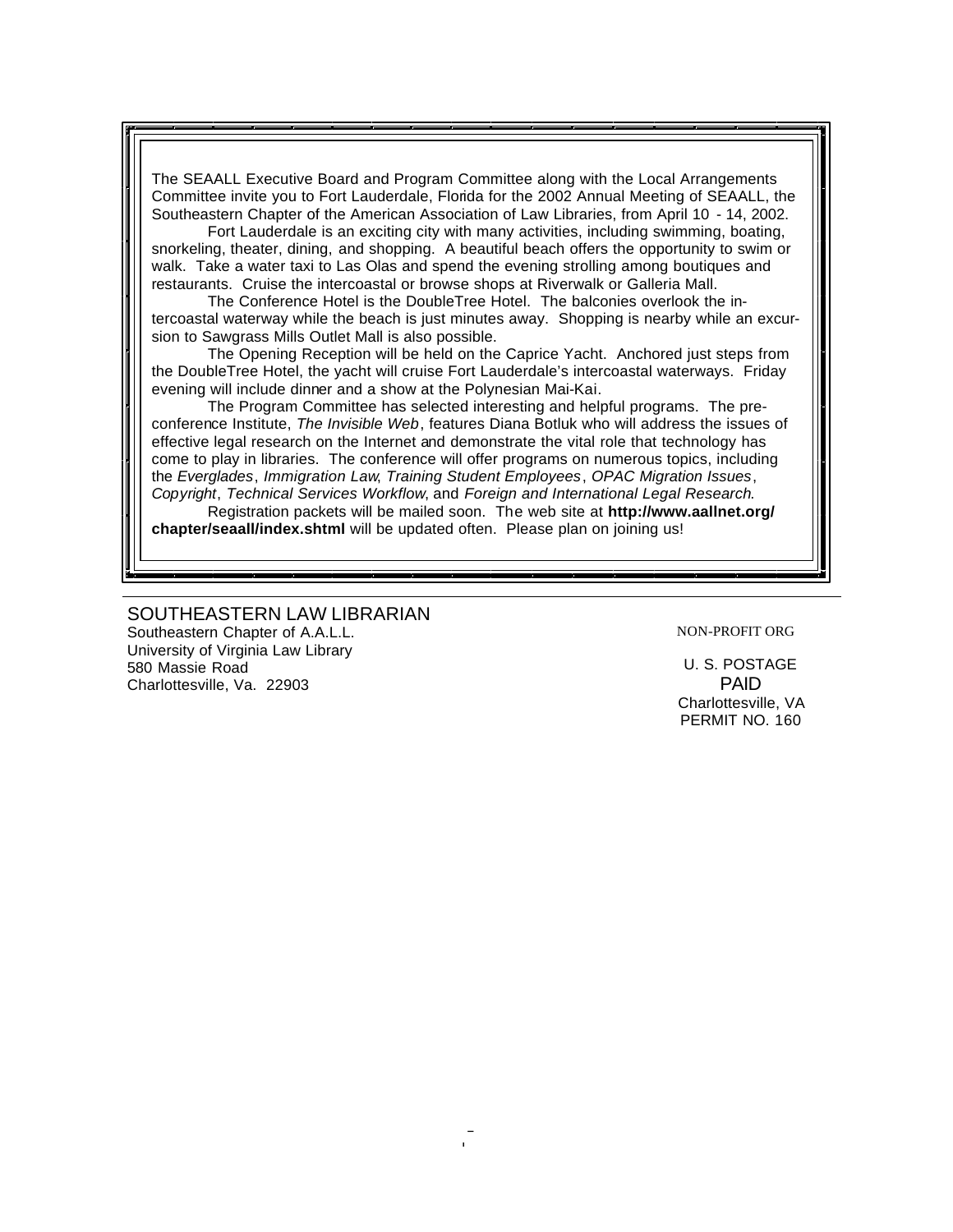The SEAALL Executive Board and Program Committee along with the Local Arrangements Committee invite you to Fort Lauderdale, Florida for the 2002 Annual Meeting of SEAALL, the Southeastern Chapter of the American Association of Law Libraries, from April 10 - 14, 2002.

Fort Lauderdale is an exciting city with many activities, including swimming, boating, snorkeling, theater, dining, and shopping. A beautiful beach offers the opportunity to swim or walk. Take a water taxi to Las Olas and spend the evening strolling among boutiques and restaurants. Cruise the intercoastal or browse shops at Riverwalk or Galleria Mall.

The Conference Hotel is the DoubleTree Hotel. The balconies overlook the intercoastal waterway while the beach is just minutes away. Shopping is nearby while an excursion to Sawgrass Mills Outlet Mall is also possible.

The Opening Reception will be held on the Caprice Yacht. Anchored just steps from the DoubleTree Hotel, the yacht will cruise Fort Lauderdale's intercoastal waterways. Friday evening will include dinner and a show at the Polynesian Mai-Kai.

The Program Committee has selected interesting and helpful programs. The pre-conference Institute, *The Invisible Web*, features Diana Botluk who will address the issues of effective legal research on the Internet and demonstrate the vital role that technology has come to play in libraries. The conference will offer programs on numerous topics, including the *Everglades*, *Immigration Law*, *Training Student Employees*, *OPAC Migration Issues*, *Copyright*, *Technical Services Workflow*, and *Foreign and International Legal Research*.

Registration packets will be mailed soon. The web site at **http://www.aallnet.org/chapter/seaall/index.shtml** will be updated often. Please plan on joining us!

---

SOUTHEASTERN LAW LIBRARIAN
Southeastern Chapter of A.A.L.L.
University of Virginia Law Library
580 Massie Road
Charlottesville, Va. 22903

NON-PROFIT ORG

U. S. POSTAGE
PAID
Charlottesville, VA
PERMIT NO. 160